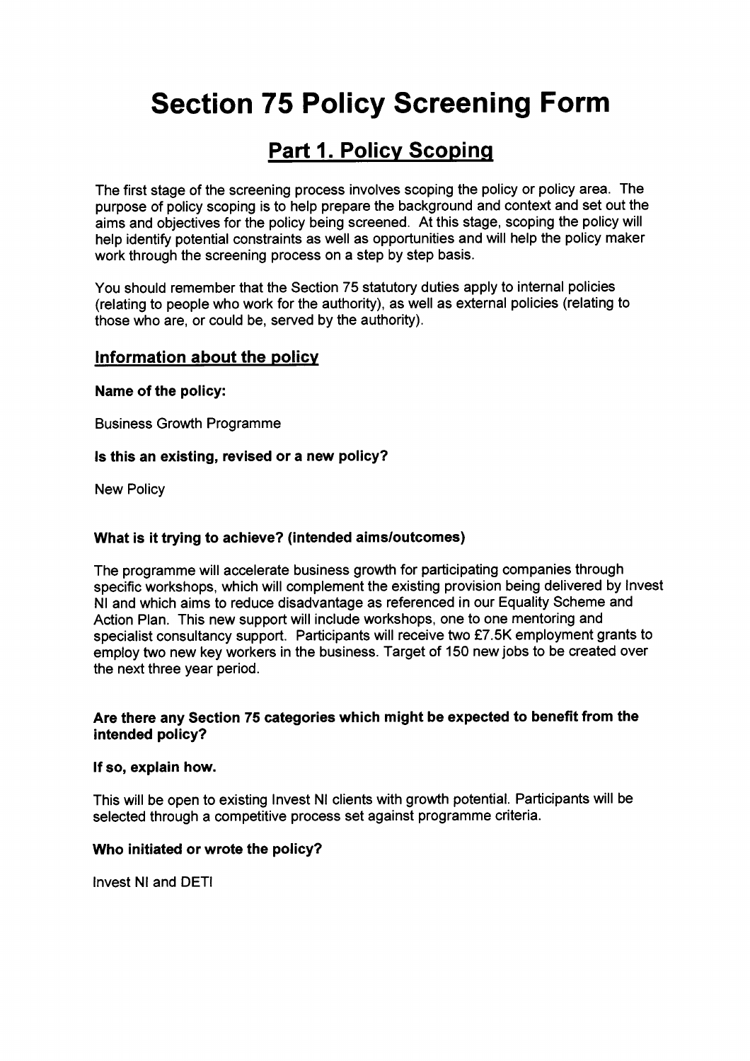# Section 75 Policy Screening Form

## Part 1. Policy Scoping

The first stage of the screening process involves scoping the policy or policy area. The purpose of policy scoping is to help prepare the background and context and set out the aims and objectives for the policy being screened. At this stage, scoping the policy will help identify potential constraints as well as opportunities and will help the policy maker work through the screening process on a step by step basis.

You should remember that the Section 75 statutory duties apply to internal policies (relating to people who work for the authority), as well as external policies (relating to those who are, or could be, served by the authority).

### Information about the policy

**Name of the policy:**

Business Growth Programme

**Is this an existing, revised or a new policy?**

New Policy

**What is it trying to achieve? (intended aims/outcomes)**

The programme will accelerate business growth for participating companies through specific workshops, which will complement the existing provision being delivered by Invest NI and which aims to reduce disadvantage as referenced in our Equality Scheme and Action Plan. This new support will include workshops, one to one mentoring and specialist consultancy support. Participants will receive two £7.5K employment grants to employ two new key workers in the business. Target of 150 new jobs to be created over the next three year period.

**Are there any Section 75 categories which might be expected to benefit from the intended policy?**

**If so, explain how.**

This will be open to existing Invest NI clients with growth potential. Participants will be selected through a competitive process set against programme criteria.

**Who initiated or wrote the policy?**

Invest NI and DETI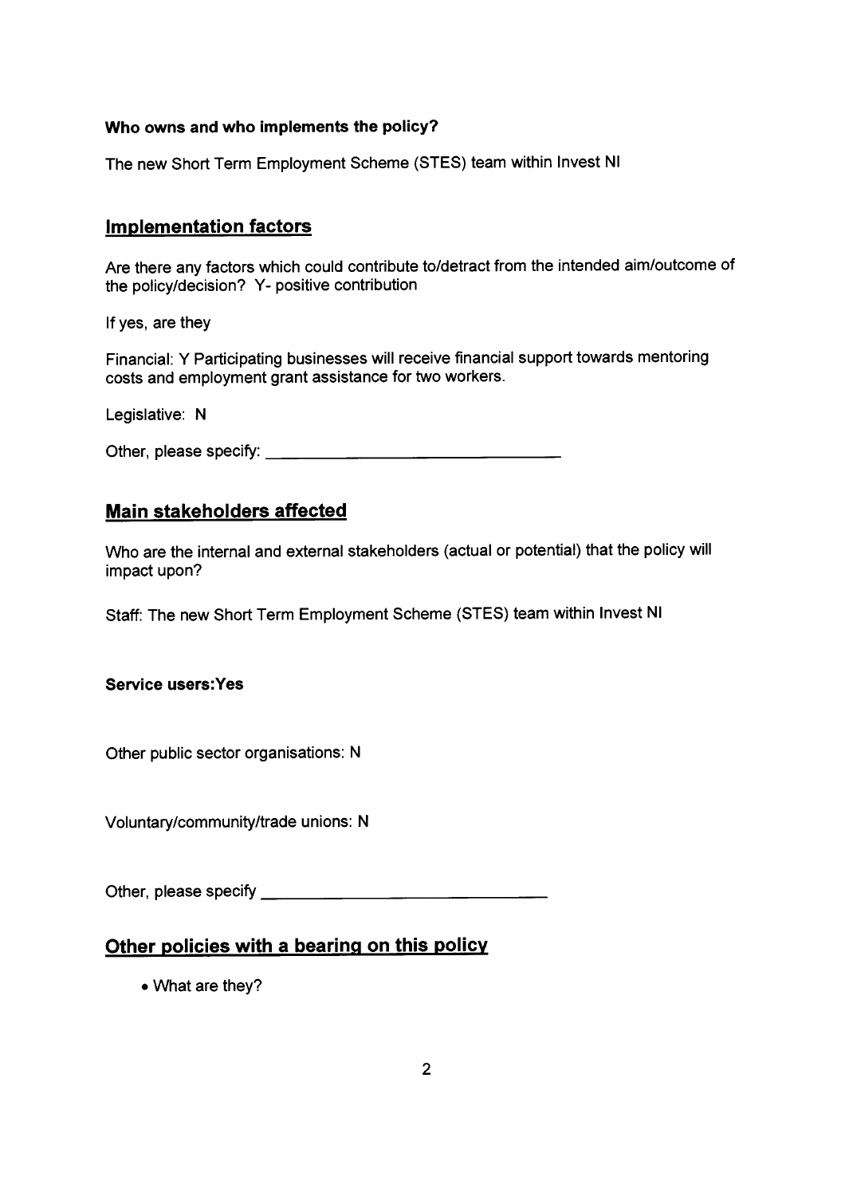**Who owns and who implements the policy?**

The new Short Term Employment Scheme (STES) team within Invest NI

## Implementation factors

Are there any factors which could contribute to/detract from the intended aim/outcome of the policy/decision? Y- positive contribution

If yes, are they

Financial: Y Participating businesses will receive financial support towards mentoring costs and employment grant assistance for two workers.

Legislative: N

Other, please specify: ___________________________________

## Main stakeholders affected

Who are the internal and external stakeholders (actual or potential) that the policy will impact upon?

Staff: The new Short Term Employment Scheme (STES) team within Invest NI

**Service users:Yes**

Other public sector organisations: N

Voluntary/community/trade unions: N

Other, please specify ___________________________________

## Other policies with a bearing on this policy

- What are they?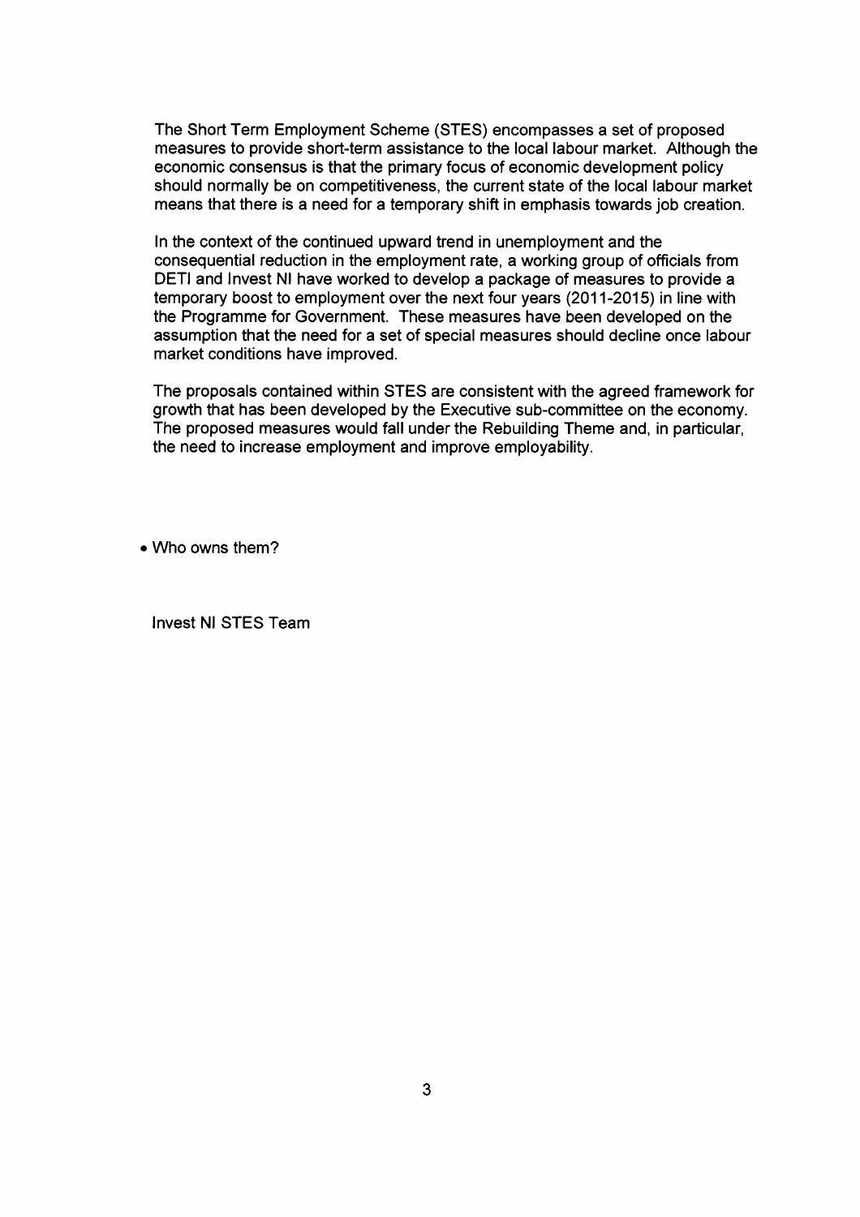The Short Term Employment Scheme (STES) encompasses a set of proposed measures to provide short-term assistance to the local labour market. Although the economic consensus is that the primary focus of economic development policy should normally be on competitiveness, the current state of the local labour market means that there is a need for a temporary shift in emphasis towards job creation.

In the context of the continued upward trend in unemployment and the consequential reduction in the employment rate, a working group of officials from DETI and Invest NI have worked to develop a package of measures to provide a temporary boost to employment over the next four years (2011-2015) in line with the Programme for Government. These measures have been developed on the assumption that the need for a set of special measures should decline once labour market conditions have improved.

The proposals contained within STES are consistent with the agreed framework for growth that has been developed by the Executive sub-committee on the economy. The proposed measures would fall under the Rebuilding Theme and, in particular, the need to increase employment and improve employability.

- Who owns them?

Invest NI STES Team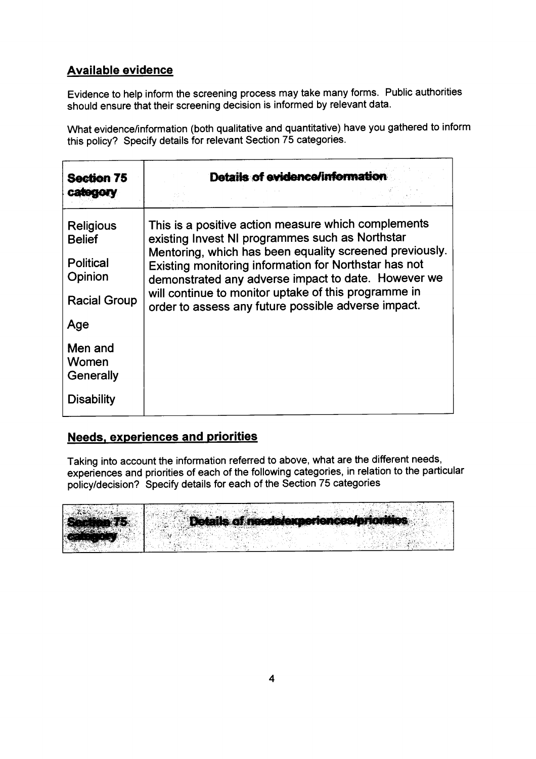## Available evidence

Evidence to help inform the screening process may take many forms. Public authorities should ensure that their screening decision is informed by relevant data.

What evidence/information (both qualitative and quantitative) have you gathered to inform this policy? Specify details for relevant Section 75 categories.

| **Section 75 category** | **Details of evidence/information** |
|---|---|
| Religious Belief<br><br>Political Opinion<br><br>Racial Group<br><br>Age<br><br>Men and Women Generally<br><br>Disability | This is a positive action measure which complements existing Invest NI programmes such as Northstar Mentoring, which has been equality screened previously. Existing monitoring information for Northstar has not demonstrated any adverse impact to date. However we will continue to monitor uptake of this programme in order to assess any future possible adverse impact. |

## Needs, experiences and priorities

Taking into account the information referred to above, what are the different needs, experiences and priorities of each of the following categories, in relation to the particular policy/decision? Specify details for each of the Section 75 categories

| **Section 75 category** | **Details of needs/experiences/priorities** |
|---|---|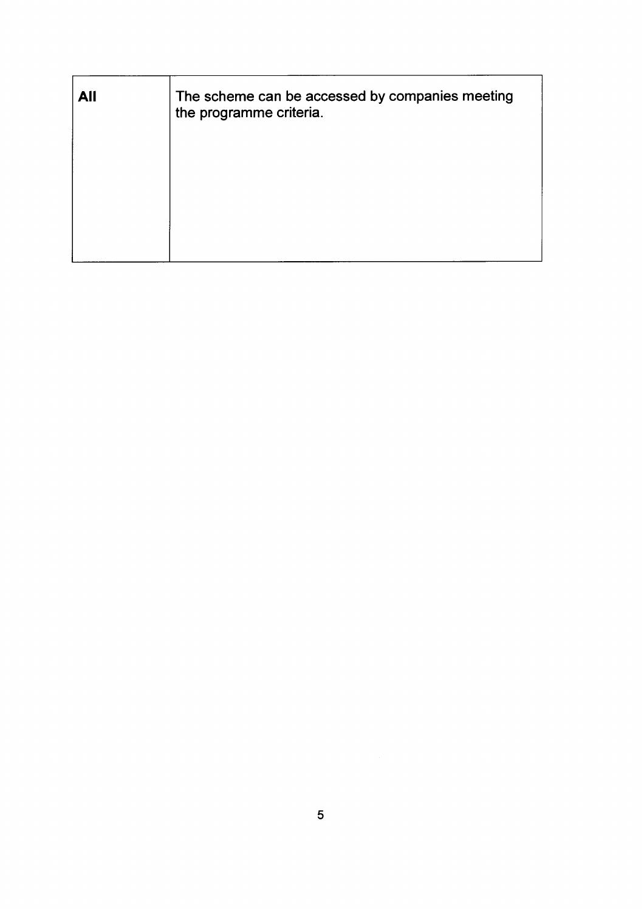| **All** | The scheme can be accessed by companies meeting the programme criteria. |
|---|---|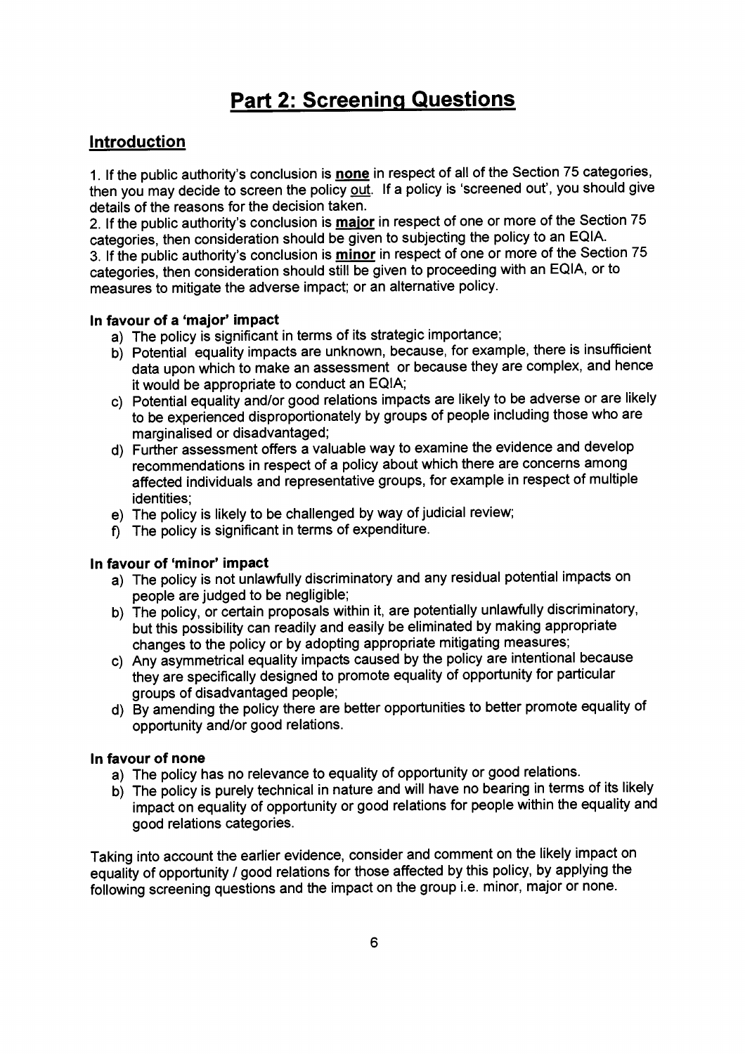# Part 2: Screening Questions

## Introduction

1. If the public authority's conclusion is **none** in respect of all of the Section 75 categories, then you may decide to screen the policy out. If a policy is 'screened out', you should give details of the reasons for the decision taken.
2. If the public authority's conclusion is **major** in respect of one or more of the Section 75 categories, then consideration should be given to subjecting the policy to an EQIA.
3. If the public authority's conclusion is **minor** in respect of one or more of the Section 75 categories, then consideration should still be given to proceeding with an EQIA, or to measures to mitigate the adverse impact; or an alternative policy.

**In favour of a 'major' impact**

a) The policy is significant in terms of its strategic importance;
b) Potential equality impacts are unknown, because, for example, there is insufficient data upon which to make an assessment or because they are complex, and hence it would be appropriate to conduct an EQIA;
c) Potential equality and/or good relations impacts are likely to be adverse or are likely to be experienced disproportionately by groups of people including those who are marginalised or disadvantaged;
d) Further assessment offers a valuable way to examine the evidence and develop recommendations in respect of a policy about which there are concerns among affected individuals and representative groups, for example in respect of multiple identities;
e) The policy is likely to be challenged by way of judicial review;
f) The policy is significant in terms of expenditure.

**In favour of 'minor' impact**

a) The policy is not unlawfully discriminatory and any residual potential impacts on people are judged to be negligible;
b) The policy, or certain proposals within it, are potentially unlawfully discriminatory, but this possibility can readily and easily be eliminated by making appropriate changes to the policy or by adopting appropriate mitigating measures;
c) Any asymmetrical equality impacts caused by the policy are intentional because they are specifically designed to promote equality of opportunity for particular groups of disadvantaged people;
d) By amending the policy there are better opportunities to better promote equality of opportunity and/or good relations.

**In favour of none**

a) The policy has no relevance to equality of opportunity or good relations.
b) The policy is purely technical in nature and will have no bearing in terms of its likely impact on equality of opportunity or good relations for people within the equality and good relations categories.

Taking into account the earlier evidence, consider and comment on the likely impact on equality of opportunity / good relations for those affected by this policy, by applying the following screening questions and the impact on the group i.e. minor, major or none.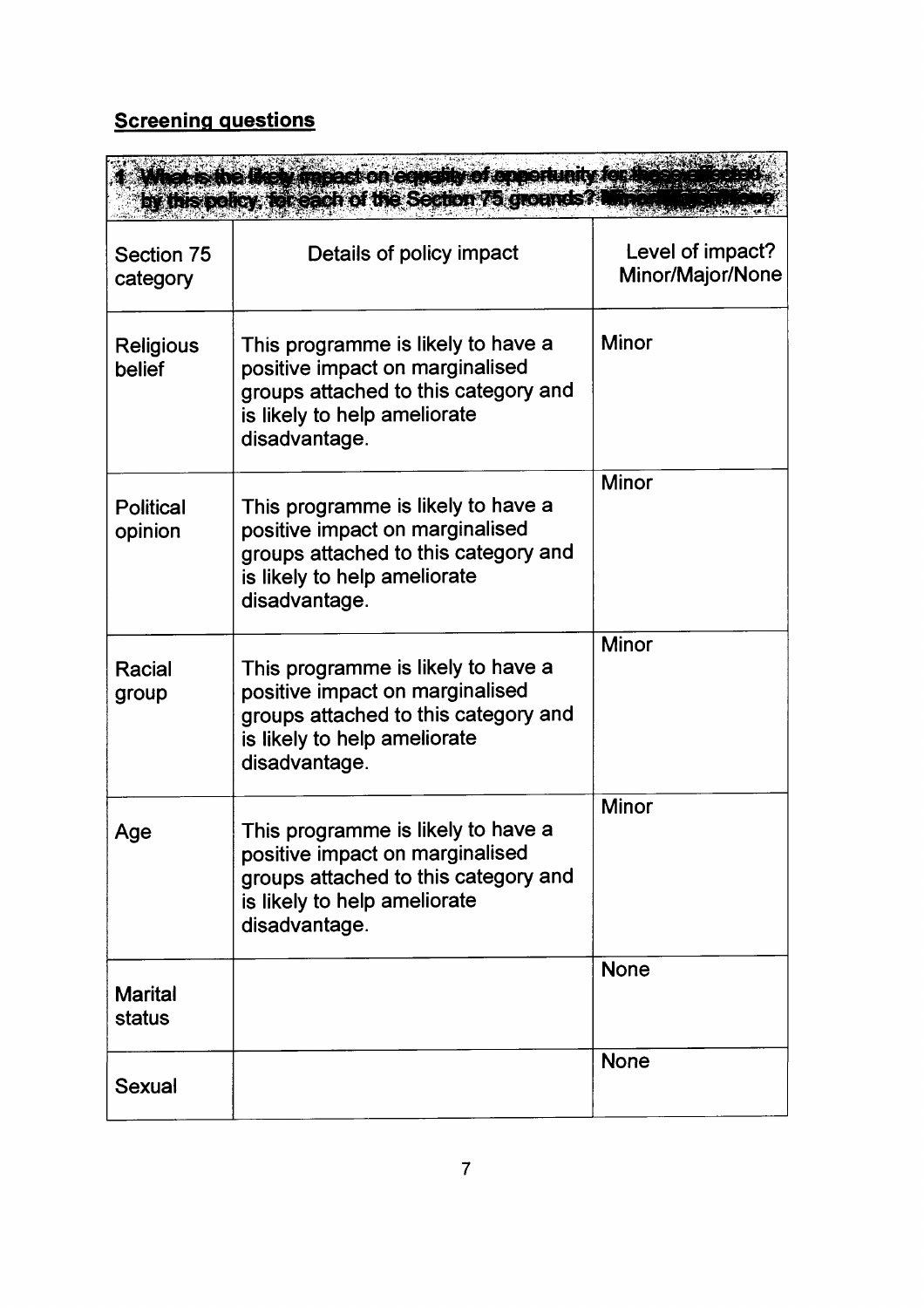## Screening questions

| 1 What is the likely impact on equality of opportunity for those affected by this policy, for each of the Section 75 grounds? Minor/Major/None | | |
|---|---|---|
| Section 75 category | Details of policy impact | Level of impact? Minor/Major/None |
| Religious belief | This programme is likely to have a positive impact on marginalised groups attached to this category and is likely to help ameliorate disadvantage. | Minor |
| Political opinion | This programme is likely to have a positive impact on marginalised groups attached to this category and is likely to help ameliorate disadvantage. | Minor |
| Racial group | This programme is likely to have a positive impact on marginalised groups attached to this category and is likely to help ameliorate disadvantage. | Minor |
| Age | This programme is likely to have a positive impact on marginalised groups attached to this category and is likely to help ameliorate disadvantage. | Minor |
| Marital status | | None |
| Sexual | | None |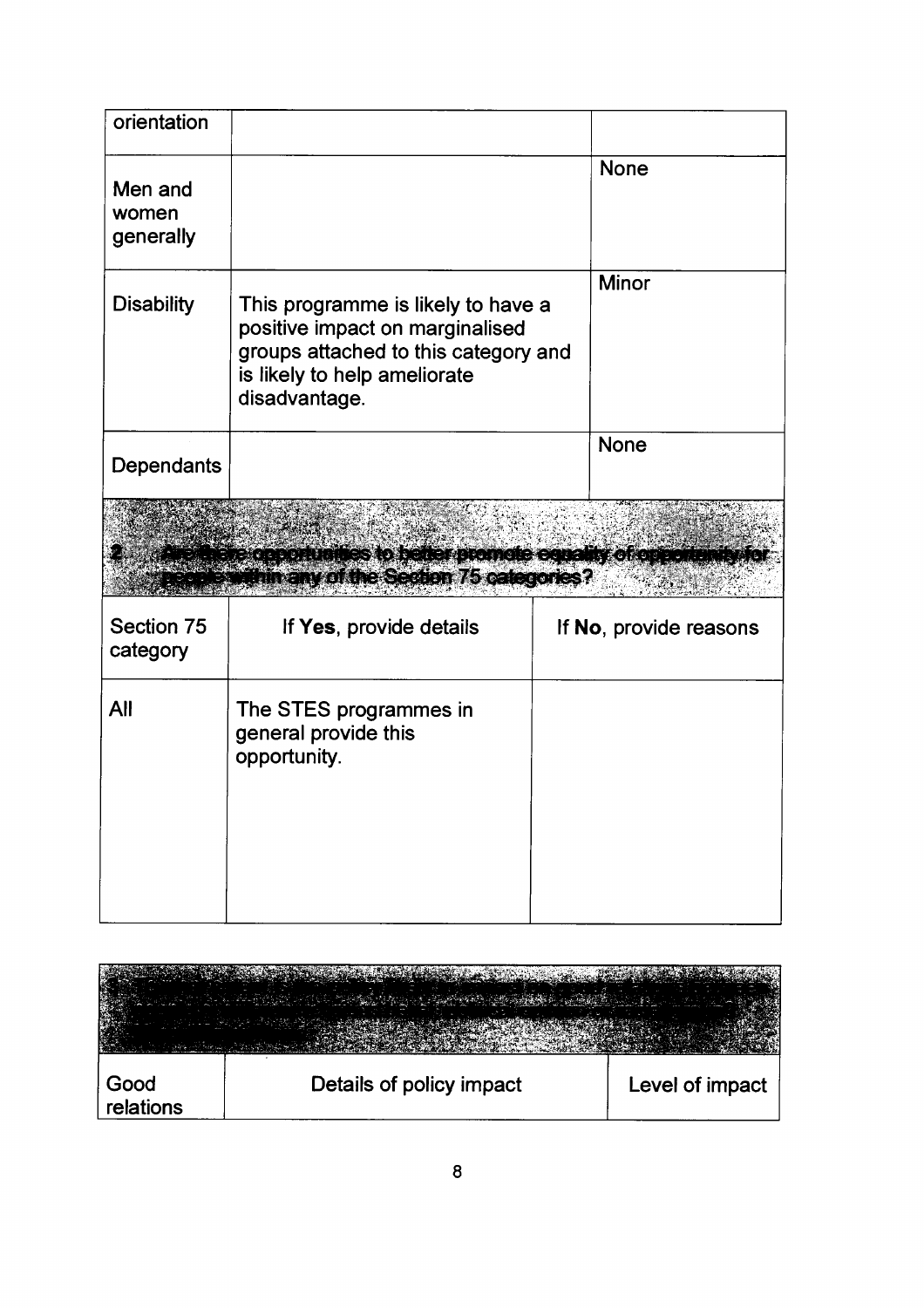| orientation | | |
|---|---|---|
| Men and women generally | | None |
| Disability | This programme is likely to have a positive impact on marginalised groups attached to this category and is likely to help ameliorate disadvantage. | Minor |
| Dependants | | None |

**2. Are there opportunities to better promote equality of opportunity for people within any of the Section 75 categories?**

| Section 75 category | If **Yes**, provide details | If **No**, provide reasons |
|---|---|---|
| All | The STES programmes in general provide this opportunity. | |

| Good relations | Details of policy impact | Level of impact |
|---|---|---|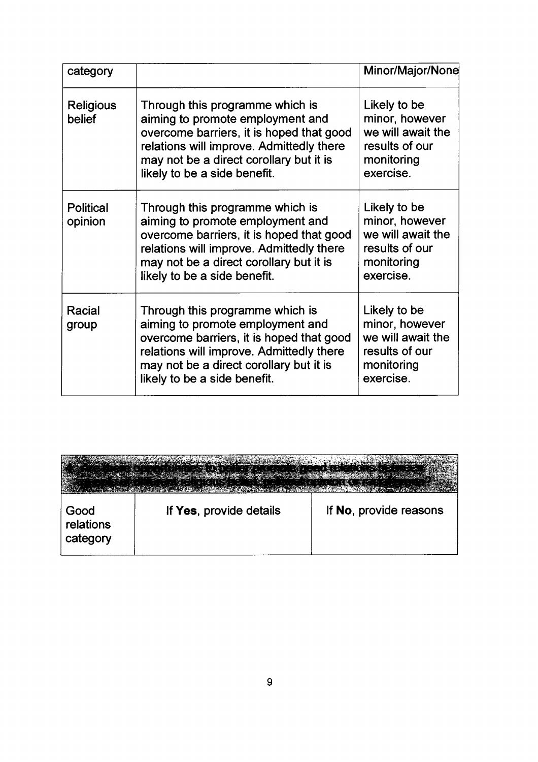| category | | Minor/Major/None |
|---|---|---|
| Religious belief | Through this programme which is aiming to promote employment and overcome barriers, it is hoped that good relations will improve. Admittedly there may not be a direct corollary but it is likely to be a side benefit. | Likely to be minor, however we will await the results of our monitoring exercise. |
| Political opinion | Through this programme which is aiming to promote employment and overcome barriers, it is hoped that good relations will improve. Admittedly there may not be a direct corollary but it is likely to be a side benefit. | Likely to be minor, however we will await the results of our monitoring exercise. |
| Racial group | Through this programme which is aiming to promote employment and overcome barriers, it is hoped that good relations will improve. Admittedly there may not be a direct corollary but it is likely to be a side benefit. | Likely to be minor, however we will await the results of our monitoring exercise. |

| 4. Are there opportunities to better promote good relations between people of different religious belief, political opinion or racial group? | | |
|---|---|---|
| Good relations category | If **Yes**, provide details | If **No**, provide reasons |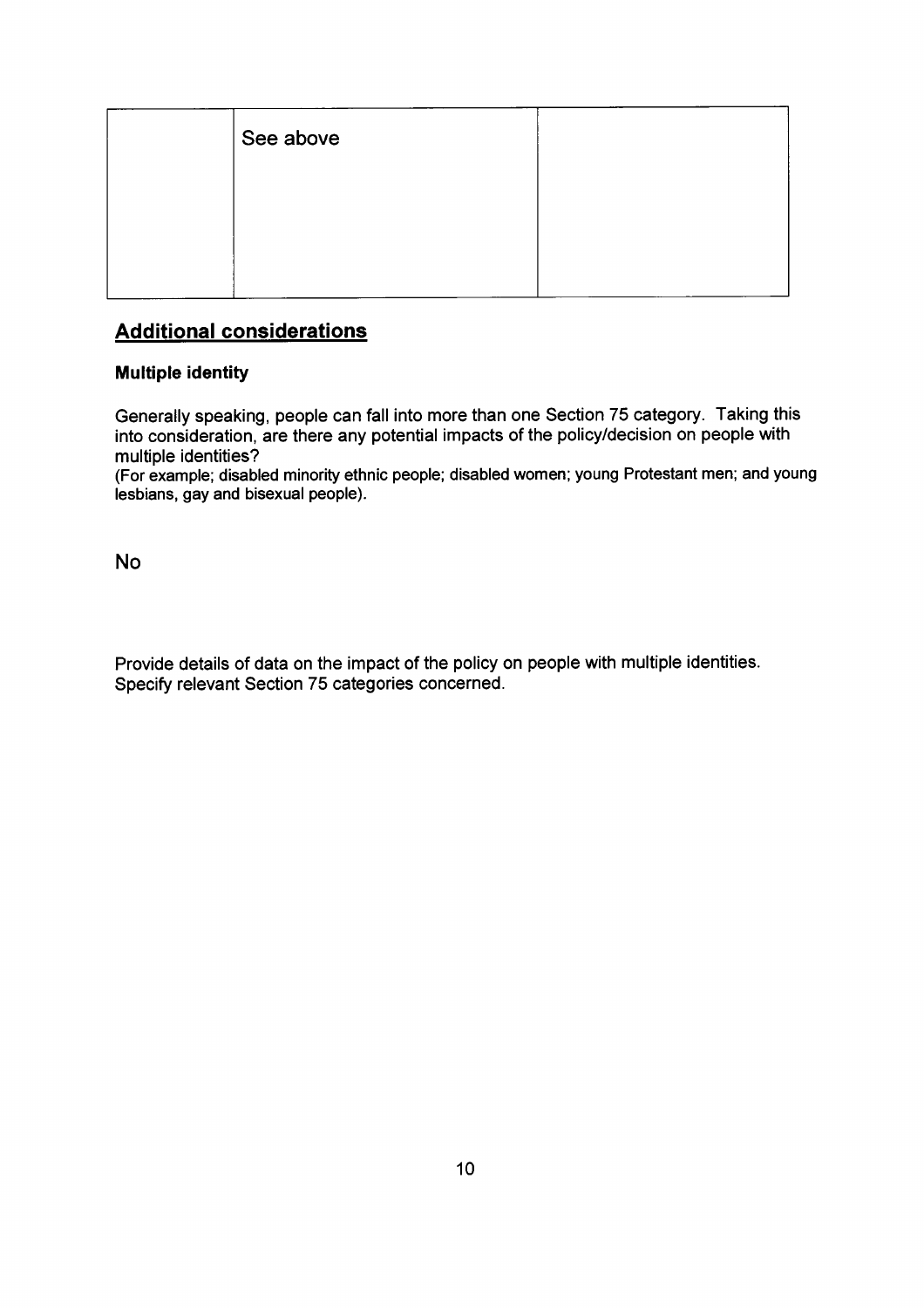| | | |
|---|---|---|
| | See above | |

## Additional considerations

**Multiple identity**

Generally speaking, people can fall into more than one Section 75 category. Taking this into consideration, are there any potential impacts of the policy/decision on people with multiple identities?
(For example; disabled minority ethnic people; disabled women; young Protestant men; and young lesbians, gay and bisexual people).

No

Provide details of data on the impact of the policy on people with multiple identities. Specify relevant Section 75 categories concerned.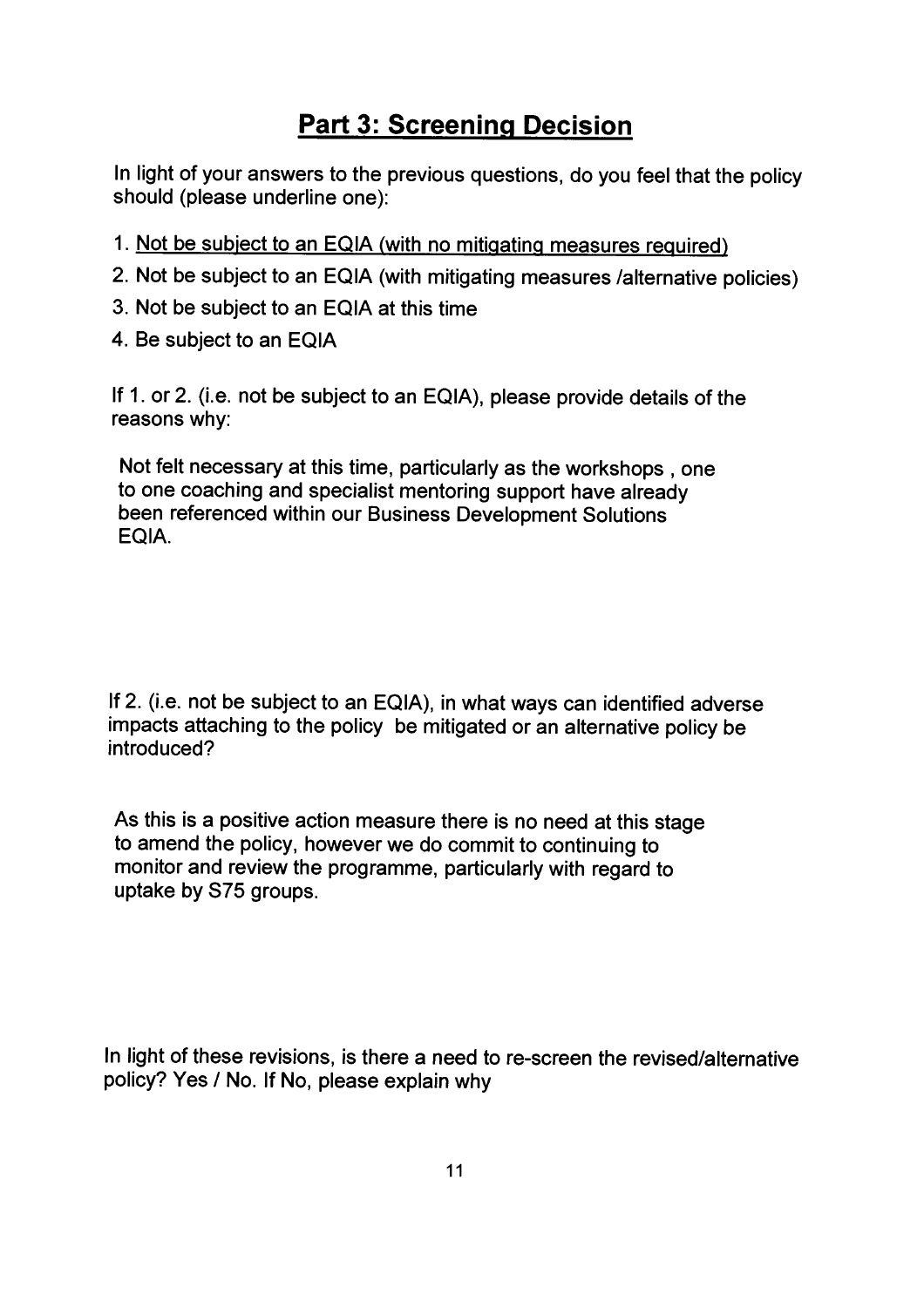# Part 3: Screening Decision

In light of your answers to the previous questions, do you feel that the policy should (please underline one):

1. <u>Not be subject to an EQIA (with no mitigating measures required)</u>
2. Not be subject to an EQIA (with mitigating measures /alternative policies)
3. Not be subject to an EQIA at this time
4. Be subject to an EQIA

If 1. or 2. (i.e. not be subject to an EQIA), please provide details of the reasons why:

Not felt necessary at this time, particularly as the workshops , one to one coaching and specialist mentoring support have already been referenced within our Business Development Solutions EQIA.

If 2. (i.e. not be subject to an EQIA), in what ways can identified adverse impacts attaching to the policy be mitigated or an alternative policy be introduced?

As this is a positive action measure there is no need at this stage to amend the policy, however we do commit to continuing to monitor and review the programme, particularly with regard to uptake by S75 groups.

In light of these revisions, is there a need to re-screen the revised/alternative policy? Yes / No. If No, please explain why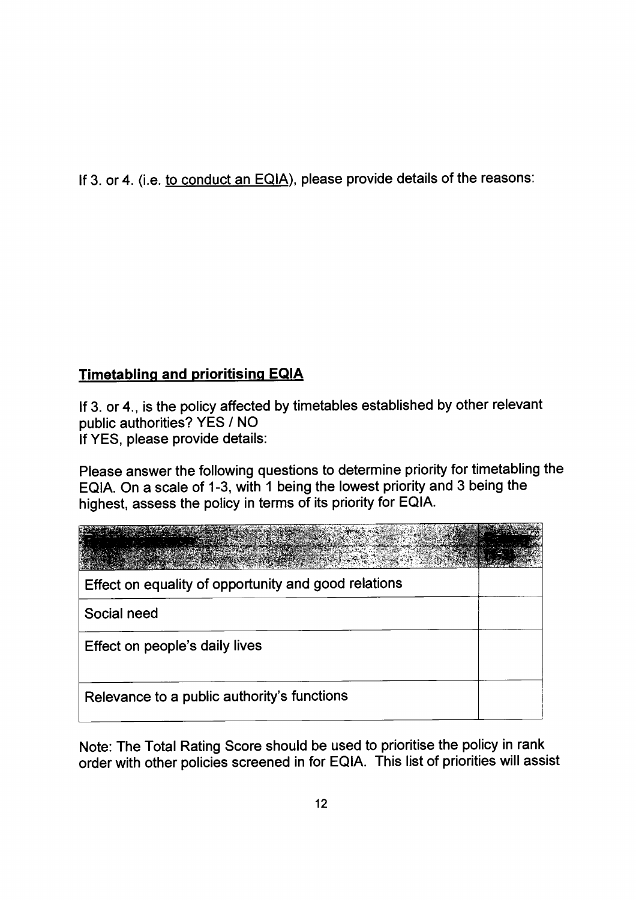If 3. or 4. (i.e. <u>to conduct an EQIA</u>), please provide details of the reasons:

## Timetabling and prioritising EQIA

If 3. or 4., is the policy affected by timetables established by other relevant public authorities? YES / NO
If YES, please provide details:

Please answer the following questions to determine priority for timetabling the EQIA. On a scale of 1-3, with 1 being the lowest priority and 3 being the highest, assess the policy in terms of its priority for EQIA.

| Priority criterion | Rating (1-3) |
|---|---|
| Effect on equality of opportunity and good relations | |
| Social need | |
| Effect on people's daily lives | |
| Relevance to a public authority's functions | |

Note: The Total Rating Score should be used to prioritise the policy in rank order with other policies screened in for EQIA. This list of priorities will assist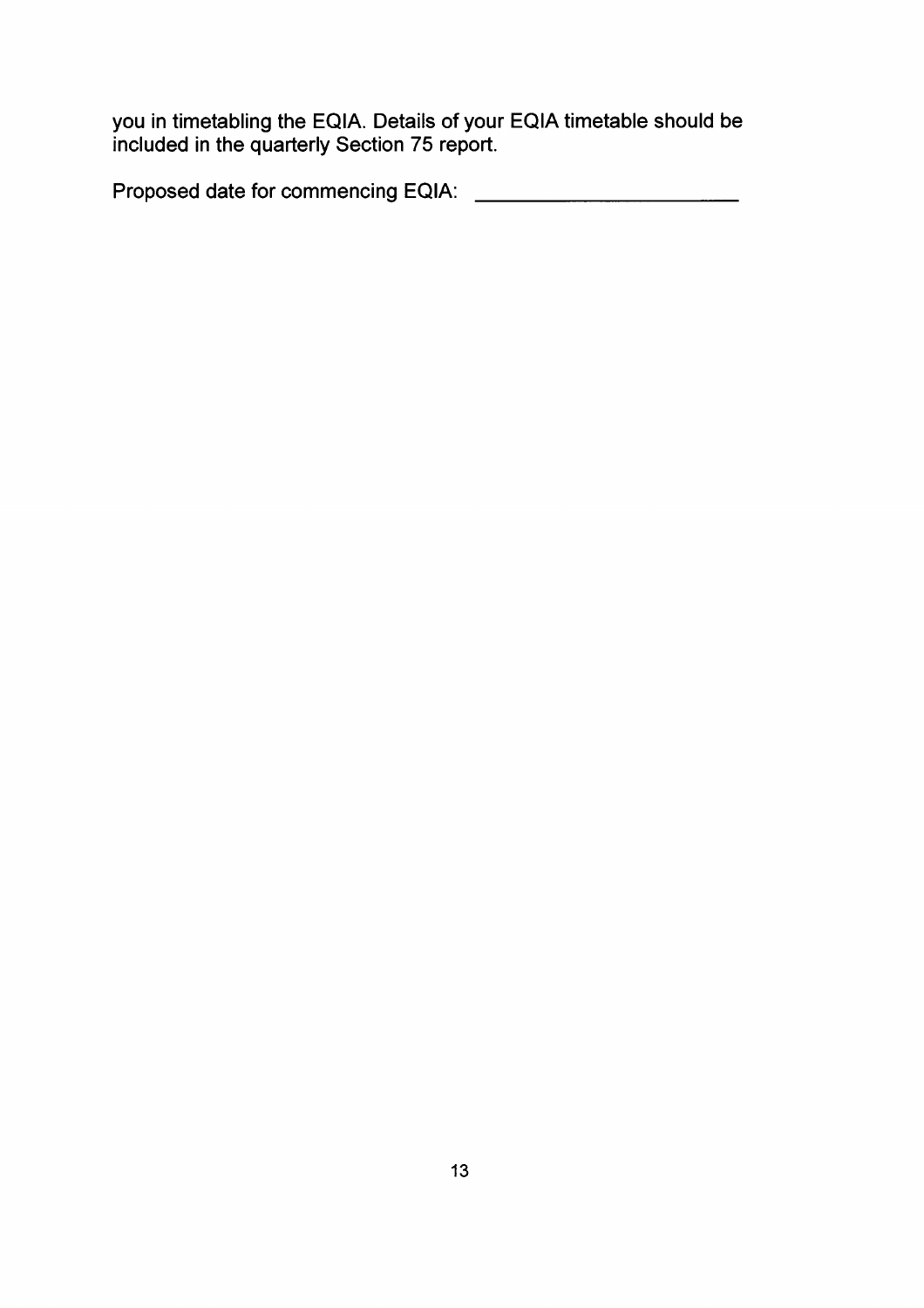you in timetabling the EQIA. Details of your EQIA timetable should be included in the quarterly Section 75 report.

Proposed date for commencing EQIA: ________________________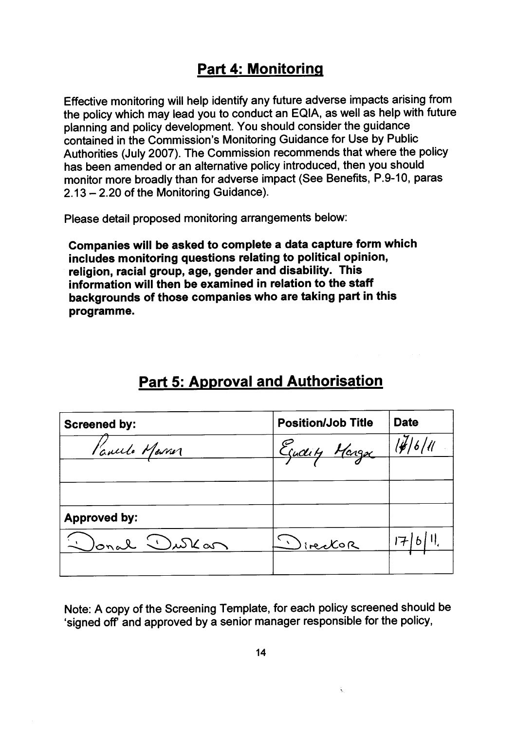## Part 4: Monitoring

Effective monitoring will help identify any future adverse impacts arising from the policy which may lead you to conduct an EQIA, as well as help with future planning and policy development. You should consider the guidance contained in the Commission's Monitoring Guidance for Use by Public Authorities (July 2007). The Commission recommends that where the policy has been amended or an alternative policy introduced, then you should monitor more broadly than for adverse impact (See Benefits, P.9-10, paras 2.13 – 2.20 of the Monitoring Guidance).

Please detail proposed monitoring arrangements below:

**Companies will be asked to complete a data capture form which includes monitoring questions relating to political opinion, religion, racial group, age, gender and disability. This information will then be examined in relation to the staff backgrounds of those companies who are taking part in this programme.**

## Part 5: Approval and Authorisation

| Screened by: | Position/Job Title | Date |
|---|---|---|
| Pamela Marron | Equality Manager | 17/6/11 |
| | | |
| | | |
| **Approved by:** | | |
| Donal Durkan | Director | 17/6/11. |
| | | |

Note: A copy of the Screening Template, for each policy screened should be 'signed off' and approved by a senior manager responsible for the policy,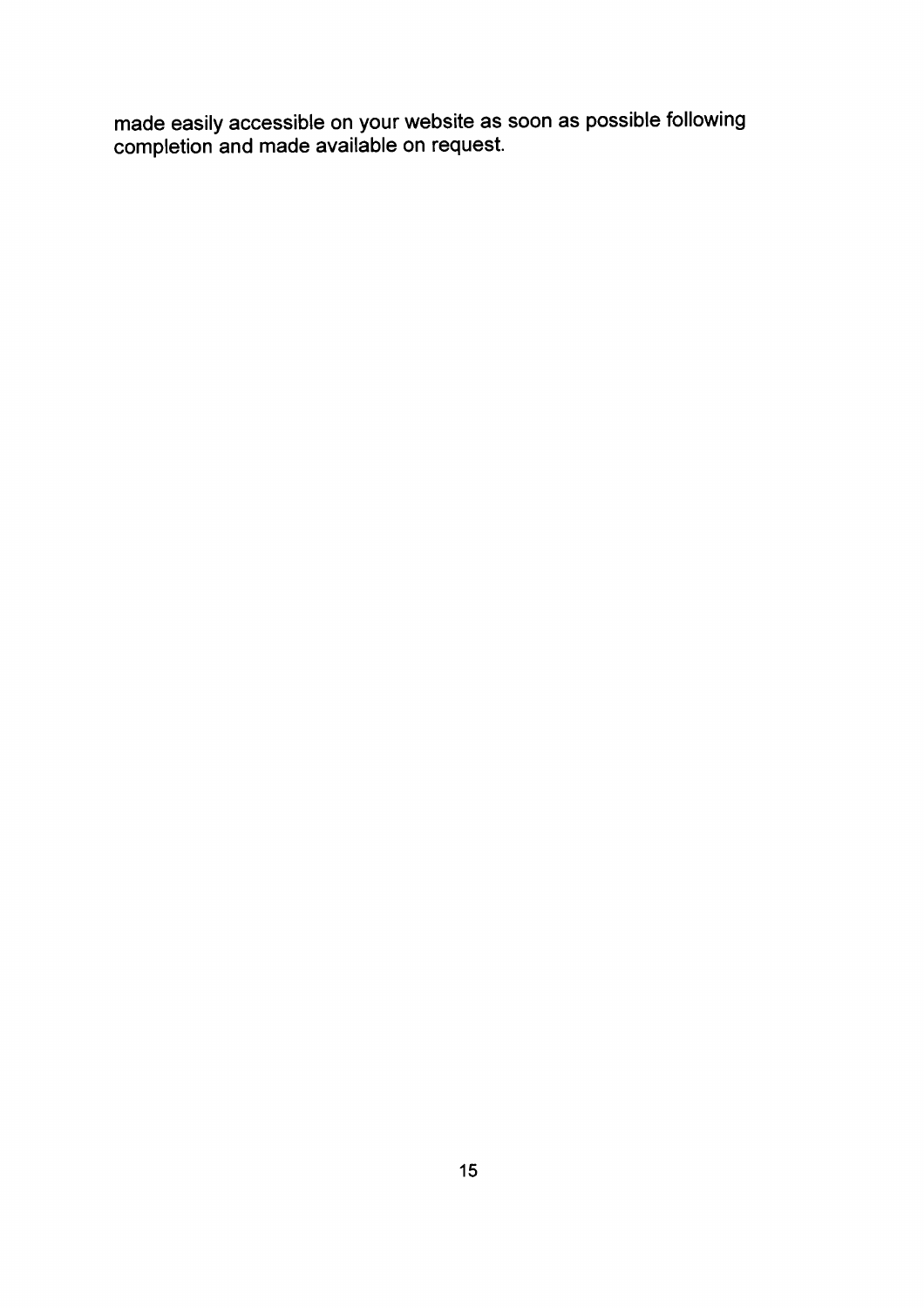made easily accessible on your website as soon as possible following completion and made available on request.